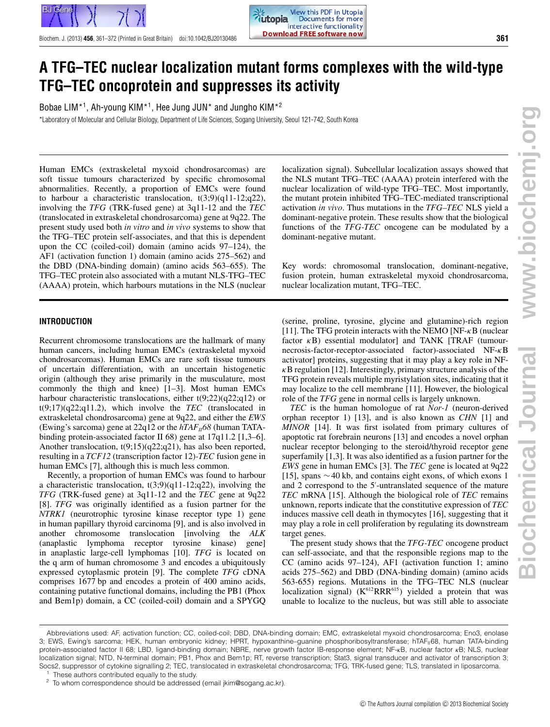# A TFG–TEC nuclear localization mutant forms complexes with the wild-type TFG–TEC oncoprotein and suppresses its activity

Bobae LIM*[1], Ah-young KIM*[1], Hee Jung JUN* and Jungho KIM*[2]

*Laboratory of Molecular and Cellular Biology, Department of Life Sciences, Sogang University, Seoul 121-742, South Korea

Human EMCs (extraskeletal myxoid chondrosarcomas) are soft tissue tumours characterized by specific chromosomal abnormalities. Recently, a proportion of EMCs were found to harbour a characteristic translocation, t(3;9)(q11-12;q22), involving the *TFG* (TRK-fused gene) at 3q11-12 and the *TEC* (translocated in extraskeletal chondrosarcoma) gene at 9q22. The present study used both *in vitro* and *in vivo* systems to show that the TFG–TEC protein self-associates, and that this is dependent upon the CC (coiled-coil) domain (amino acids 97–124), the AF1 (activation function 1) domain (amino acids 275–562) and the DBD (DNA-binding domain) (amino acids 563–655). The TFG–TEC protein also associated with a mutant NLS-TFG–TEC (AAAA) protein, which harbours mutations in the NLS (nuclear localization signal). Subcellular localization assays showed that the NLS mutant TFG–TEC (AAAA) protein interfered with the nuclear localization of wild-type TFG–TEC. Most importantly, the mutant protein inhibited TFG–TEC-mediated transcriptional activation *in vivo*. Thus mutations in the *TFG–TEC* NLS yield a dominant-negative protein. These results show that the biological functions of the *TFG-TEC* oncogene can be modulated by a dominant-negative mutant.

Key words: chromosomal translocation, dominant-negative, fusion protein, human extraskeletal myxoid chondrosarcoma, nuclear localization mutant, TFG–TEC.

## INTRODUCTION

Recurrent chromosome translocations are the hallmark of many human cancers, including human EMCs (extraskeletal myxoid chondrosarcomas). Human EMCs are rare soft tissue tumours of uncertain differentiation, with an uncertain histogenetic origin (although they arise primarily in the musculature, most commonly the thigh and knee) [1–3]. Most human EMCs harbour characteristic translocations, either t(9;22)(q22;q12) or t(9;17)(q22;q11.2), which involve the *TEC* (translocated in extraskeletal chondrosarcoma) gene at 9q22, and either the *EWS* (Ewing's sarcoma) gene at 22q12 or the *hTAF$_{II}$68* (human TATA-binding protein-associated factor II 68) gene at 17q11.2 [1,3–6]. Another translocation, t(9;15)(q22;q21), has also been reported, resulting in a *TCF12* (transcription factor 12)-*TEC* fusion gene in human EMCs [7], although this is much less common.

Recently, a proportion of human EMCs was found to harbour a characteristic translocation, t(3;9)(q11-12;q22), involving the *TFG* (TRK-fused gene) at 3q11-12 and the *TEC* gene at 9q22 [8]. *TFG* was originally identified as a fusion partner for the *NTRK1* (neurotrophic tyrosine kinase receptor type 1) gene in human papillary thyroid carcinoma [9], and is also involved in another chromosome translocation [involving the *ALK* (anaplastic lymphoma receptor tyrosine kinase) gene] in anaplastic large-cell lymphomas [10]. *TFG* is located on the q arm of human chromosome 3 and encodes a ubiquitously expressed cytoplasmic protein [9]. The complete *TFG* cDNA comprises 1677 bp and encodes a protein of 400 amino acids, containing putative functional domains, including the PB1 (Phox and Bem1p) domain, a CC (coiled-coil) domain and a SPYGQ (serine, proline, tyrosine, glycine and glutamine)-rich region [11]. The TFG protein interacts with the NEMO [NF-$\kappa$B (nuclear factor $\kappa$B) essential modulator] and TANK [TRAF (tumour-necrosis-factor-receptor-associated factor)-associated NF-$\kappa$B activator] proteins, suggesting that it may play a key role in NF-$\kappa$B regulation [12]. Interestingly, primary structure analysis of the TFG protein reveals multiple myristylation sites, indicating that it may localize to the cell membrane [11]. However, the biological role of the *TFG* gene in normal cells is largely unknown.

*TEC* is the human homologue of rat *Nor-1* (neuron-derived orphan receptor 1) [13], and is also known as *CHN* [1] and *MINOR* [14]. It was first isolated from primary cultures of apoptotic rat forebrain neurons [13] and encodes a novel orphan nuclear receptor belonging to the steroid/thyroid receptor gene superfamily [1,3]. It was also identified as a fusion partner for the *EWS* gene in human EMCs [3]. The *TEC* gene is located at 9q22 [15], spans ~40 kb, and contains eight exons, of which exons 1 and 2 correspond to the 5′-untranslated sequence of the mature *TEC* mRNA [15]. Although the biological role of *TEC* remains unknown, reports indicate that the constitutive expression of *TEC* induces massive cell death in thymocytes [16], suggesting that it may play a role in cell proliferation by regulating its downstream target genes.

The present study shows that the *TFG-TEC* oncogene product can self-associate, and that the responsible regions map to the CC (amino acids 97–124), AF1 (activation function 1; amino acids 275–562) and DBD (DNA-binding domain) (amino acids 563-655) regions. Mutations in the TFG–TEC NLS (nuclear localization signal) (K$^{612}$RRR$^{615}$) yielded a protein that was unable to localize to the nucleus, but was still able to associate

Abbreviations used: AF, activation function; CC, coiled-coil; DBD, DNA-binding domain; EMC, extraskeletal myxoid chondrosarcoma; Eno3, enolase 3; EWS, Ewing's sarcoma; HEK, human embryonic kidney; HPRT, hypoxanthine–guanine phosphoribosyltransferase; hTAF$_{II}$68, human TATA-binding protein-associated factor II 68; LBD, ligand-binding domain; NBRE, nerve growth factor IB-response element; NF-$\kappa$B, nuclear factor $\kappa$B; NLS, nuclear localization signal; NTD, N-terminal domain; PB1, Phox and Bem1p; RT, reverse transcription; Stat3, signal transducer and activator of transcription 3; Socs2, suppressor of cytokine signalling 2; TEC, translocated in extraskeletal chondrosarcoma; TFG, TRK-fused gene; TLS, translated in liposarcoma.

[1] These authors contributed equally to the study.

[2] To whom correspondence should be addressed (email jkim@sogang.ac.kr).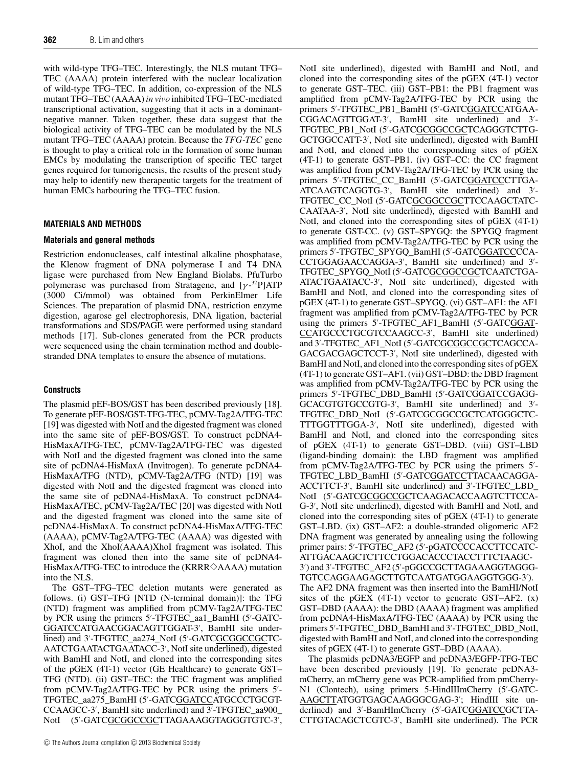with wild-type TFG–TEC. Interestingly, the NLS mutant TFG–TEC (AAAA) protein interfered with the nuclear localization of wild-type TFG–TEC. In addition, co-expression of the NLS mutant TFG–TEC (AAAA) *in vivo* inhibited TFG–TEC-mediated transcriptional activation, suggesting that it acts in a dominant-negative manner. Taken together, these data suggest that the biological activity of TFG–TEC can be modulated by the NLS mutant TFG–TEC (AAAA) protein. Because the *TFG-TEC* gene is thought to play a critical role in the formation of some human EMCs by modulating the transcription of specific TEC target genes required for tumorigenesis, the results of the present study may help to identify new therapeutic targets for the treatment of human EMCs harbouring the TFG–TEC fusion.

## MATERIALS AND METHODS

### Materials and general methods

Restriction endonucleases, calf intestinal alkaline phosphatase, the Klenow fragment of DNA polymerase I and T4 DNA ligase were purchased from New England Biolabs. PfuTurbo polymerase was purchased from Stratagene, and [$\gamma$-$^{32}$P]ATP (3000 Ci/mmol) was obtained from PerkinElmer Life Sciences. The preparation of plasmid DNA, restriction enzyme digestion, agarose gel electrophoresis, DNA ligation, bacterial transformations and SDS/PAGE were performed using standard methods [17]. Sub-clones generated from the PCR products were sequenced using the chain termination method and double-stranded DNA templates to ensure the absence of mutations.

### Constructs

The plasmid pEF-BOS/GST has been described previously [18]. To generate pEF-BOS/GST-TFG-TEC, pCMV-Tag2A/TFG-TEC [19] was digested with NotI and the digested fragment was cloned into the same site of pEF-BOS/GST. To construct pcDNA4-HisMaxA/TFG-TEC, pCMV-Tag2A/TFG-TEC was digested with NotI and the digested fragment was cloned into the same site of pcDNA4-HisMaxA (Invitrogen). To generate pcDNA4-HisMaxA/TFG (NTD), pCMV-Tag2A/TFG (NTD) [19] was digested with NotI and the digested fragment was cloned into the same site of pcDNA4-HisMaxA. To construct pcDNA4-HisMaxA/TEC, pCMV-Tag2A/TEC [20] was digested with NotI and the digested fragment was cloned into the same site of pcDNA4-HisMaxA. To construct pcDNA4-HisMaxA/TFG-TEC (AAAA), pCMV-Tag2A/TFG-TEC (AAAA) was digested with XhoI, and the XhoI(AAAA)XhoI fragment was isolated. This fragment was cloned then into the same site of pcDNA4-HisMaxA/TFG-TEC to introduce the (KRRR◇AAAA) mutation into the NLS.

The GST–TFG–TEC deletion mutants were generated as follows. (i) GST–TFG [NTD (N-terminal domain)]: the TFG (NTD) fragment was amplified from pCMV-Tag2A/TFG-TEC by PCR using the primers 5′-TFGTEC_aa1_BamHI (5′-GATC<u>GGATCC</u>ATGAACGGACAGTTGGAT-3′, BamHI site underlined) and 3′-TFGTEC_aa274_NotI (5′-GATC<u>GCGGCCGC</u>TCAATCTGAATACTGAATACC-3′, NotI site underlined), digested with BamHI and NotI, and cloned into the corresponding sites of the pGEX (4T-1) vector (GE Healthcare) to generate GST–TFG (NTD). (ii) GST–TEC: the TEC fragment was amplified from pCMV-Tag2A/TFG-TEC by PCR using the primers 5′-TFGTEC_aa275_BamHI (5′-GATC<u>GGATCC</u>ATGCCCTGCGTCCAAGCC-3′, BamHI site underlined) and 3′-TFGTEC_aa900_NotI (5′-GATC<u>GCGGCCGC</u>TTAGAAAGGTAGGGTGTC-3′, NotI site underlined), digested with BamHI and NotI, and cloned into the corresponding sites of the pGEX (4T-1) vector to generate GST–TEC. (iii) GST–PB1: the PB1 fragment was amplified from pCMV-Tag2A/TFG-TEC by PCR using the primers 5′-TFGTEC_PB1_BamHI (5′-GATC<u>GGATCC</u>ATGAACGGACAGTTGGAT-3′, BamHI site underlined) and 3′-TFGTEC_PB1_NotI (5′-GATC<u>GCGGCCGC</u>TCAGGGTCTTGGCTGGCCATT-3′, NotI site underlined), digested with BamHI and NotI, and cloned into the corresponding sites of pGEX (4T-1) to generate GST–PB1. (iv) GST–CC: the CC fragment was amplified from pCMV-Tag2A/TFG-TEC by PCR using the primers 5′-TFGTEC_CC_BamHI (5′-GATC<u>GGATCC</u>CTTGAATCAAGTCAGGTG-3′, BamHI site underlined) and 3′-TFGTEC_CC_NotI (5′-GATC<u>GCGGCCGC</u>TTCCAAGCTATCCAATAA-3′, NotI site underlined), digested with BamHI and NotI, and cloned into the corresponding sites of pGEX (4T-1) to generate GST-CC. (v) GST–SPYGQ: the SPYGQ fragment was amplified from pCMV-Tag2A/TFG-TEC by PCR using the primers 5′-TFGTEC_SPYGQ_BamHI (5′-GATC<u>GGATCC</u>CCACCTGGAGAACCAGGA-3′, BamHI site underlined) and 3′-TFGTEC_SPYGQ_NotI (5′-GATC<u>GCGGCCGC</u>TCAATCTGAATACTGAATACC-3′, NotI site underlined), digested with BamHI and NotI, and cloned into the corresponding sites of pGEX (4T-1) to generate GST–SPYGQ. (vi) GST–AF1: the AF1 fragment was amplified from pCMV-Tag2A/TFG-TEC by PCR using the primers 5′-TFGTEC_AF1_BamHI (5′-GATC<u>GGATCC</u>ATGCCCTGCGTCCAAGCC-3′, BamHI site underlined) and 3′-TFGTEC_AF1_NotI (5′-GATC<u>GCGGCCGC</u>TCAGCCAGACGACGAGCTCCT-3′, NotI site underlined), digested with BamHI and NotI, and cloned into the corresponding sites of pGEX (4T-1) to generate GST–AF1. (vii) GST–DBD: the DBD fragment was amplified from pCMV-Tag2A/TFG-TEC by PCR using the primers 5′-TFGTEC_DBD_BamHI (5′-GATC<u>GGATCC</u>GAGGGCACGTGTGCCGTG-3′, BamHI site underlined) and 3′-TFGTEC_DBD_NotI (5′-GATC<u>GCGGCCGC</u>TCATGGGCTCTTTGGTTTGGA-3′, NotI site underlined), digested with BamHI and NotI, and cloned into the corresponding sites of pGEX (4T-1) to generate GST–DBD. (viii) GST–LBD (ligand-binding domain): the LBD fragment was amplified from pCMV-Tag2A/TFG-TEC by PCR using the primers 5′-TFGTEC_LBD_BamHI (5′-GATC<u>GGATCC</u>TTACAACAGGAACCTTCT-3′, BamHI site underlined) and 3′-TFGTEC_LBD_NotI (5′-GATC<u>GCGGCCGC</u>TCAAGACACCAAGTCTTCCAG-3′, NotI site underlined), digested with BamHI and NotI, and cloned into the corresponding sites of pGEX (4T-1) to generate GST–LBD. (ix) GST–AF2: a double-stranded oligomeric AF2 DNA fragment was generated by annealing using the following primer pairs: 5′-TFGTEC_AF2 (5′-pGATCCCCACCTTCCATCATTGACAAGCTCTTCCTGGACACCCTACCTTTCTAAGC-3′) and 3′-TFGTEC_AF2 (5′-pGGCCGCTTAGAAAGGTAGGGTGTCCAGGAAGAGCTTGTCAATGATGGAAGGTGGG-3′). The AF2 DNA fragment was then inserted into the BamHI/NotI sites of the pGEX (4T-1) vector to generate GST–AF2. (x) GST–DBD (AAAA): the DBD (AAAA) fragment was amplified from pcDNA4-HisMaxA/TFG-TEC (AAAA) by PCR using the primers 5′-TFGTEC_DBD_BamHI and 3′-TFGTEC_DBD_NotI, digested with BamHI and NotI, and cloned into the corresponding sites of pGEX (4T-1) to generate GST–DBD (AAAA).

The plasmids pcDNA3/EGFP and pcDNA3/EGFP-TFG-TEC have been described previously [19]. To generate pcDNA3-mCherry, an mCherry gene was PCR-amplified from pmCherry-N1 (Clontech), using primers 5-HindIIImCherry (5′-GATC<u>AAGCTT</u>ATGGTGAGCAAGGGCGAG-3′; HindIII site underlined) and 3′-BamHImCherry (5′-GATC<u>GGATCC</u>GCTTACTTGTACAGCTCGTC-3′, BamHI site underlined). The PCR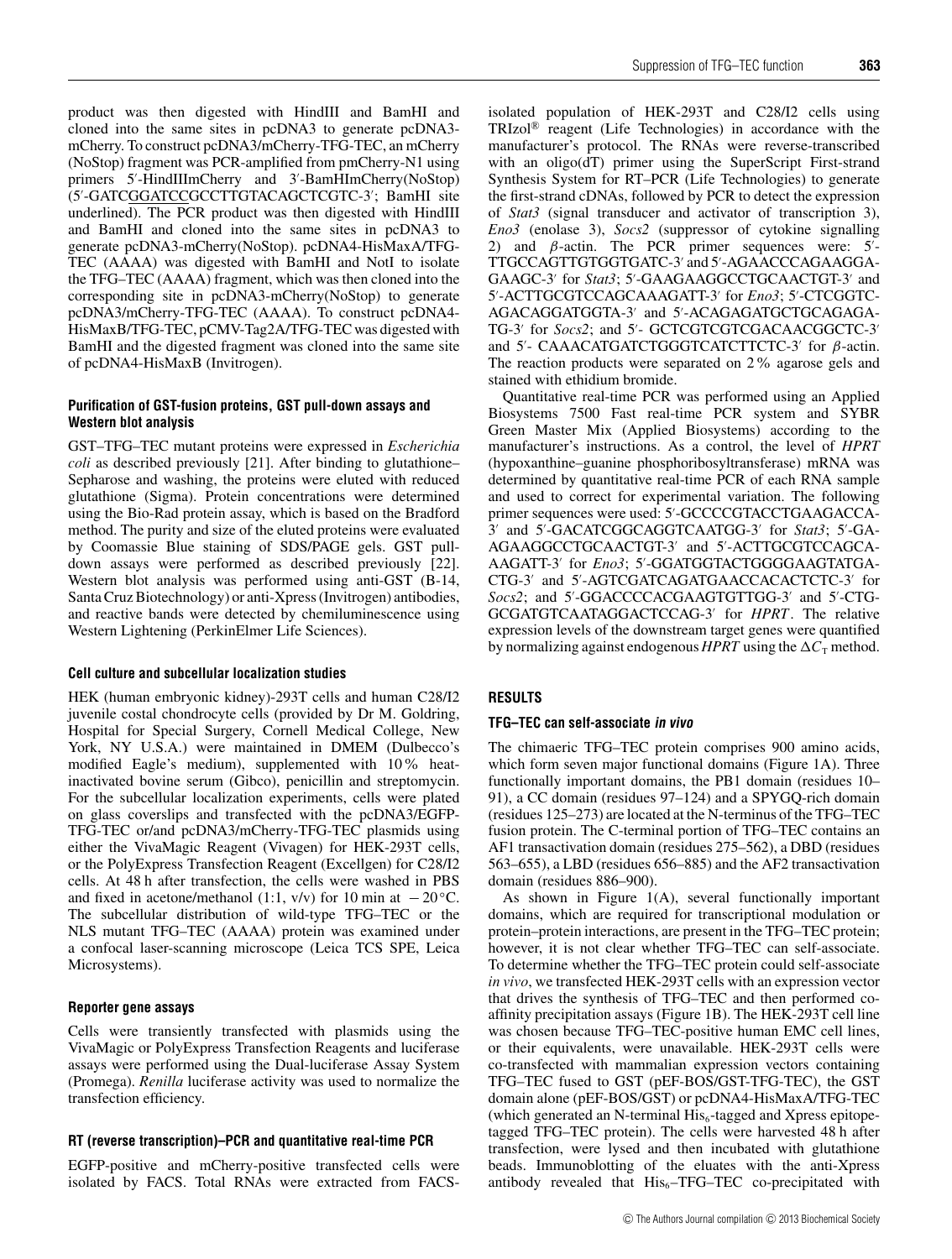product was then digested with HindIII and BamHI and cloned into the same sites in pcDNA3 to generate pcDNA3-mCherry. To construct pcDNA3/mCherry-TFG-TEC, an mCherry (NoStop) fragment was PCR-amplified from pmCherry-N1 using primers 5′-HindIIImCherry and 3′-BamHImCherry(NoStop) (5′-GATCGGATCCGCCTTGTACAGCTCGTC-3′; BamHI site underlined). The PCR product was then digested with HindIII and BamHI and cloned into the same sites in pcDNA3 to generate pcDNA3-mCherry(NoStop). pcDNA4-HisMaxA/TFG-TEC (AAAA) was digested with BamHI and NotI to isolate the TFG–TEC (AAAA) fragment, which was then cloned into the corresponding site in pcDNA3-mCherry(NoStop) to generate pcDNA3/mCherry-TFG-TEC (AAAA). To construct pcDNA4-HisMaxB/TFG-TEC, pCMV-Tag2A/TFG-TEC was digested with BamHI and the digested fragment was cloned into the same site of pcDNA4-HisMaxB (Invitrogen).

#### Purification of GST-fusion proteins, GST pull-down assays and Western blot analysis

GST–TFG–TEC mutant proteins were expressed in *Escherichia coli* as described previously [21]. After binding to glutathione–Sepharose and washing, the proteins were eluted with reduced glutathione (Sigma). Protein concentrations were determined using the Bio-Rad protein assay, which is based on the Bradford method. The purity and size of the eluted proteins were evaluated by Coomassie Blue staining of SDS/PAGE gels. GST pull-down assays were performed as described previously [22]. Western blot analysis was performed using anti-GST (B-14, Santa Cruz Biotechnology) or anti-Xpress (Invitrogen) antibodies, and reactive bands were detected by chemiluminescence using Western Lightening (PerkinElmer Life Sciences).

#### Cell culture and subcellular localization studies

HEK (human embryonic kidney)-293T cells and human C28/I2 juvenile costal chondrocyte cells (provided by Dr M. Goldring, Hospital for Special Surgery, Cornell Medical College, New York, NY U.S.A.) were maintained in DMEM (Dulbecco's modified Eagle's medium), supplemented with 10 % heat-inactivated bovine serum (Gibco), penicillin and streptomycin. For the subcellular localization experiments, cells were plated on glass coverslips and transfected with the pcDNA3/EGFP-TFG-TEC or/and pcDNA3/mCherry-TFG-TEC plasmids using either the VivaMagic Reagent (Vivagen) for HEK-293T cells, or the PolyExpress Transfection Reagent (Excellgen) for C28/I2 cells. At 48 h after transfection, the cells were washed in PBS and fixed in acetone/methanol (1:1, v/v) for 10 min at $-20$ °C. The subcellular distribution of wild-type TFG–TEC or the NLS mutant TFG–TEC (AAAA) protein was examined under a confocal laser-scanning microscope (Leica TCS SPE, Leica Microsystems).

#### Reporter gene assays

Cells were transiently transfected with plasmids using the VivaMagic or PolyExpress Transfection Reagents and luciferase assays were performed using the Dual-luciferase Assay System (Promega). *Renilla* luciferase activity was used to normalize the transfection efficiency.

#### RT (reverse transcription)–PCR and quantitative real-time PCR

EGFP-positive and mCherry-positive transfected cells were isolated by FACS. Total RNAs were extracted from FACS-isolated population of HEK-293T and C28/I2 cells using TRIzol® reagent (Life Technologies) in accordance with the manufacturer's protocol. The RNAs were reverse-transcribed with an oligo(dT) primer using the SuperScript First-strand Synthesis System for RT–PCR (Life Technologies) to generate the first-strand cDNAs, followed by PCR to detect the expression of *Stat3* (signal transducer and activator of transcription 3), *Eno3* (enolase 3), *Socs2* (suppressor of cytokine signalling 2) and $\beta$-actin. The PCR primer sequences were: 5′-TTGCCAGTTGTGGTGATC-3′ and 5′-AGAACCCAGAAGGA-GAAGC-3′ for *Stat3*; 5′-GAAGAAGGCCTGCAACTGT-3′ and 5′-ACTTGCGTCCAGCAAAGATT-3′ for *Eno3*; 5′-CTCGGTC-AGACAGGATGGTA-3′ and 5′-ACAGAGATGCTGCAGAGA-TG-3′ for *Socs2*; and 5′- GCTCGTCGTCGACAACGGCTC-3′ and 5′- CAAACATGATCTGGGTCATCTTCTC-3′ for $\beta$-actin. The reaction products were separated on 2 % agarose gels and stained with ethidium bromide.

Quantitative real-time PCR was performed using an Applied Biosystems 7500 Fast real-time PCR system and SYBR Green Master Mix (Applied Biosystems) according to the manufacturer's instructions. As a control, the level of *HPRT* (hypoxanthine–guanine phosphoribosyltransferase) mRNA was determined by quantitative real-time PCR of each RNA sample and used to correct for experimental variation. The following primer sequences were used: 5′-GCCCCGTACCTGAAGACCA-3′ and 5′-GACATCGGCAGGTCAATGG-3′ for *Stat3*; 5′-GA-AGAAGGCCTGCAACTGT-3′ and 5′-ACTTGCGTCCAGCA-AAGATT-3′ for *Eno3*; 5′-GGATGGTACTGGGGAAGTATGA-CTG-3′ and 5′-AGTCGATCAGATGAACCACACTCTC-3′ for *Socs2*; and 5′-GGACCCCACGAAGTGTTGG-3′ and 5′-CTG-GCGATGTCAATAGGACTCCAG-3′ for *HPRT*. The relative expression levels of the downstream target genes were quantified by normalizing against endogenous *HPRT* using the $\Delta C_T$ method.

## RESULTS

#### TFG–TEC can self-associate *in vivo*

The chimaeric TFG–TEC protein comprises 900 amino acids, which form seven major functional domains (Figure 1A). Three functionally important domains, the PB1 domain (residues 10–91), a CC domain (residues 97–124) and a SPYGQ-rich domain (residues 125–273) are located at the N-terminus of the TFG–TEC fusion protein. The C-terminal portion of TFG–TEC contains an AF1 transactivation domain (residues 275–562), a DBD (residues 563–655), a LBD (residues 656–885) and the AF2 transactivation domain (residues 886–900).

As shown in Figure 1(A), several functionally important domains, which are required for transcriptional modulation or protein–protein interactions, are present in the TFG–TEC protein; however, it is not clear whether TFG–TEC can self-associate. To determine whether the TFG–TEC protein could self-associate *in vivo*, we transfected HEK-293T cells with an expression vector that drives the synthesis of TFG–TEC and then performed co-affinity precipitation assays (Figure 1B). The HEK-293T cell line was chosen because TFG–TEC-positive human EMC cell lines, or their equivalents, were unavailable. HEK-293T cells were co-transfected with mammalian expression vectors containing TFG–TEC fused to GST (pEF-BOS/GST-TFG-TEC), the GST domain alone (pEF-BOS/GST) or pcDNA4-HisMaxA/TFG-TEC (which generated an N-terminal $His_6$-tagged and Xpress epitope-tagged TFG–TEC protein). The cells were harvested 48 h after transfection, were lysed and then incubated with glutathione beads. Immunoblotting of the eluates with the anti-Xpress antibody revealed that $His_6$–TFG–TEC co-precipitated with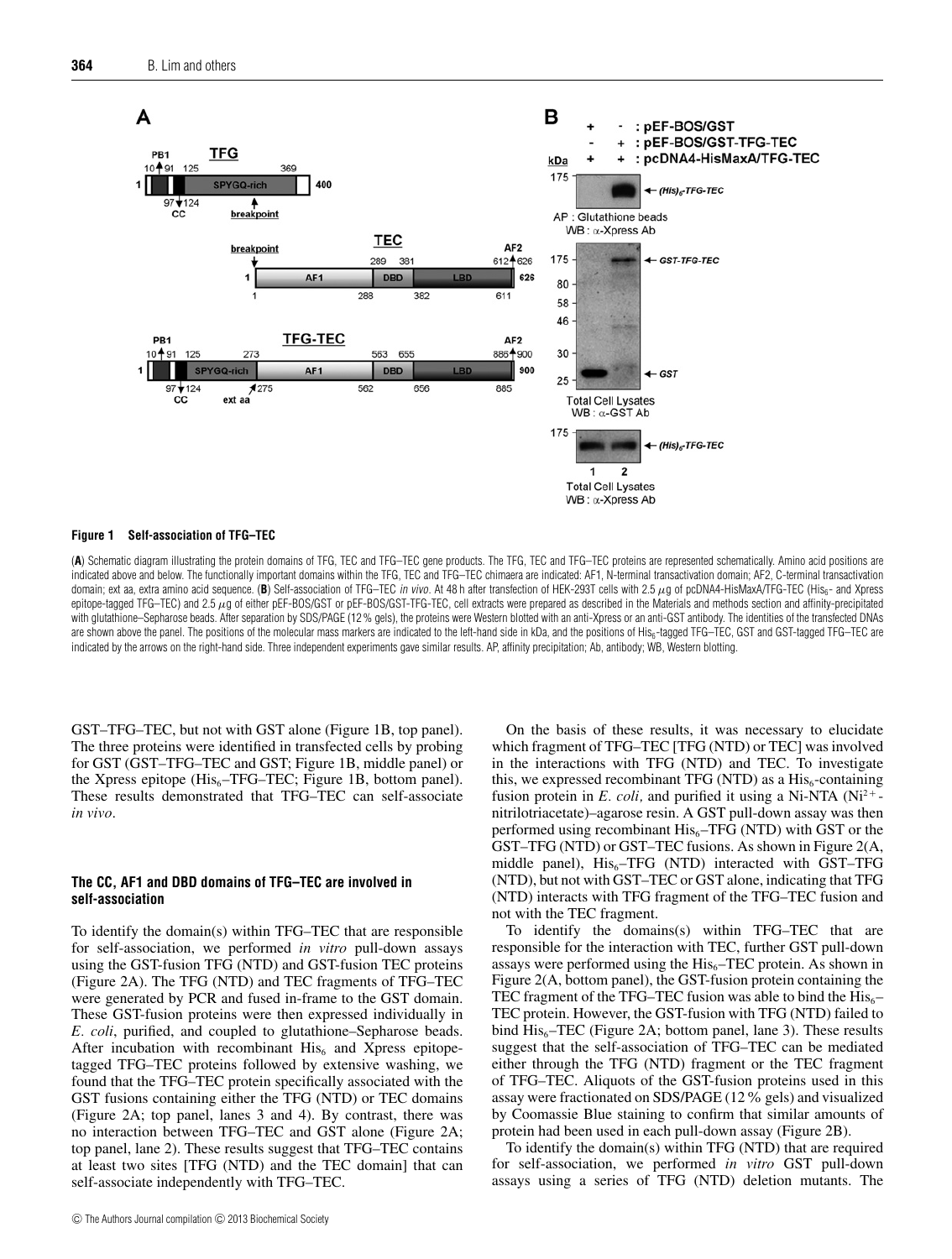**Figure 1 Self-association of TFG–TEC**

(**A**) Schematic diagram illustrating the protein domains of TFG, TEC and TFG–TEC gene products. The TFG, TEC and TFG–TEC proteins are represented schematically. Amino acid positions are indicated above and below. The functionally important domains within the TFG, TEC and TFG–TEC chimaera are indicated: AF1, N-terminal transactivation domain; AF2, C-terminal transactivation domain; ext aa, extra amino acid sequence. (**B**) Self-association of TFG–TEC *in vivo*. At 48 h after transfection of HEK-293T cells with 2.5 μg of pcDNA4-HisMaxA/TFG-TEC ($His_6$- and Xpress epitope-tagged TFG–TEC) and 2.5 μg of either pEF-BOS/GST or pEF-BOS/GST-TFG-TEC, cell extracts were prepared as described in the Materials and methods section and affinity-precipitated with glutathione–Sepharose beads. After separation by SDS/PAGE (12 % gels), the proteins were Western blotted with an anti-Xpress or an anti-GST antibody. The identities of the transfected DNAs are shown above the panel. The positions of the molecular mass markers are indicated to the left-hand side in kDa, and the positions of $His_6$-tagged TFG–TEC, GST and GST-tagged TFG–TEC are indicated by the arrows on the right-hand side. Three independent experiments gave similar results. AP, affinity precipitation; Ab, antibody; WB, Western blotting.

GST–TFG–TEC, but not with GST alone (Figure 1B, top panel). The three proteins were identified in transfected cells by probing for GST (GST–TFG–TEC and GST; Figure 1B, middle panel) or the Xpress epitope ($His_6$–TFG–TEC; Figure 1B, bottom panel). These results demonstrated that TFG–TEC can self-associate *in vivo*.

### The CC, AF1 and DBD domains of TFG–TEC are involved in self-association

To identify the domain(s) within TFG–TEC that are responsible for self-association, we performed *in vitro* pull-down assays using the GST-fusion TFG (NTD) and GST-fusion TEC proteins (Figure 2A). The TFG (NTD) and TEC fragments of TFG–TEC were generated by PCR and fused in-frame to the GST domain. These GST-fusion proteins were then expressed individually in *E. coli*, purified, and coupled to glutathione–Sepharose beads. After incubation with recombinant $His_6$ and Xpress epitope-tagged TFG–TEC proteins followed by extensive washing, we found that the TFG–TEC protein specifically associated with the GST fusions containing either the TFG (NTD) or TEC domains (Figure 2A; top panel, lanes 3 and 4). By contrast, there was no interaction between TFG–TEC and GST alone (Figure 2A; top panel, lane 2). These results suggest that TFG–TEC contains at least two sites [TFG (NTD) and the TEC domain] that can self-associate independently with TFG–TEC.

On the basis of these results, it was necessary to elucidate which fragment of TFG–TEC [TFG (NTD) or TEC] was involved in the interactions with TFG (NTD) and TEC. To investigate this, we expressed recombinant TFG (NTD) as a $His_6$-containing fusion protein in *E. coli*, and purified it using a Ni-NTA ($Ni^{2+}$-nitrilotriacetate)–agarose resin. A GST pull-down assay was then performed using recombinant $His_6$–TFG (NTD) with GST or the GST–TFG (NTD) or GST–TEC fusions. As shown in Figure 2(A, middle panel), $His_6$–TFG (NTD) interacted with GST–TFG (NTD), but not with GST–TEC or GST alone, indicating that TFG (NTD) interacts with TFG fragment of the TFG–TEC fusion and not with the TEC fragment.

To identify the domains(s) within TFG–TEC that are responsible for the interaction with TEC, further GST pull-down assays were performed using the $His_6$–TEC protein. As shown in Figure 2(A, bottom panel), the GST-fusion protein containing the TEC fragment of the TFG–TEC fusion was able to bind the $His_6$–TEC protein. However, the GST-fusion with TFG (NTD) failed to bind $His_6$–TEC (Figure 2A; bottom panel, lane 3). These results suggest that the self-association of TFG–TEC can be mediated either through the TFG (NTD) fragment or the TEC fragment of TFG–TEC. Aliquots of the GST-fusion proteins used in this assay were fractionated on SDS/PAGE (12 % gels) and visualized by Coomassie Blue staining to confirm that similar amounts of protein had been used in each pull-down assay (Figure 2B).

To identify the domain(s) within TFG (NTD) that are required for self-association, we performed *in vitro* GST pull-down assays using a series of TFG (NTD) deletion mutants. The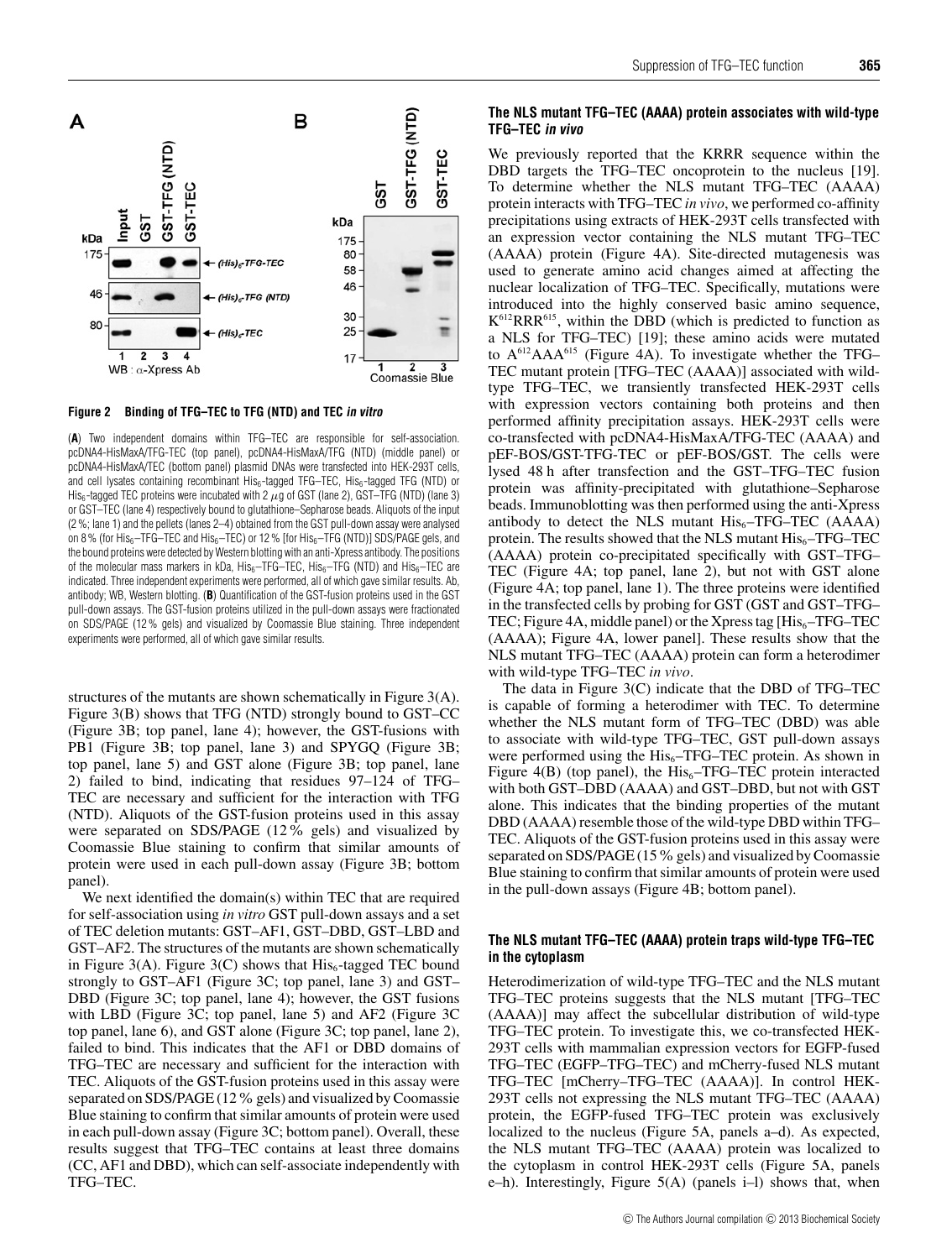**Figure 2 Binding of TFG–TEC to TFG (NTD) and TEC *in vitro***

(**A**) Two independent domains within TFG–TEC are responsible for self-association. pcDNA4-HisMaxA/TFG-TEC (top panel), pcDNA4-HisMaxA/TFG (NTD) (middle panel) or pcDNA4-HisMaxA/TEC (bottom panel) plasmid DNAs were transfected into HEK-293T cells, and cell lysates containing recombinant $His_6$-tagged TFG–TEC, $His_6$-tagged TFG (NTD) or $His_6$-tagged TEC proteins were incubated with 2 $\mu$g of GST (lane 2), GST–TFG (NTD) (lane 3) or GST–TEC (lane 4) respectively bound to glutathione–Sepharose beads. Aliquots of the input (2 %; lane 1) and the pellets (lanes 2–4) obtained from the GST pull-down assay were analysed on 8 % (for $His_6$–TFG–TEC and $His_6$–TEC) or 12 % [for $His_6$–TFG (NTD)] SDS/PAGE gels, and the bound proteins were detected by Western blotting with an anti-Xpress antibody. The positions of the molecular mass markers in kDa, $His_6$–TFG–TEC, $His_6$–TFG (NTD) and $His_6$–TEC are indicated. Three independent experiments were performed, all of which gave similar results. Ab, antibody; WB, Western blotting. (**B**) Quantification of the GST-fusion proteins used in the GST pull-down assays. The GST-fusion proteins utilized in the pull-down assays were fractionated on SDS/PAGE (12 % gels) and visualized by Coomassie Blue staining. Three independent experiments were performed, all of which gave similar results.

structures of the mutants are shown schematically in Figure 3(A). Figure 3(B) shows that TFG (NTD) strongly bound to GST–CC (Figure 3B; top panel, lane 4); however, the GST-fusions with PB1 (Figure 3B; top panel, lane 3) and SPYGQ (Figure 3B; top panel, lane 5) and GST alone (Figure 3B; top panel, lane 2) failed to bind, indicating that residues 97–124 of TFG–TEC are necessary and sufficient for the interaction with TFG (NTD). Aliquots of the GST-fusion proteins used in this assay were separated on SDS/PAGE (12 % gels) and visualized by Coomassie Blue staining to confirm that similar amounts of protein were used in each pull-down assay (Figure 3B; bottom panel).

We next identified the domain(s) within TEC that are required for self-association using *in vitro* GST pull-down assays and a set of TEC deletion mutants: GST–AF1, GST–DBD, GST–LBD and GST–AF2. The structures of the mutants are shown schematically in Figure 3(A). Figure 3(C) shows that $His_6$-tagged TEC bound strongly to GST–AF1 (Figure 3C; top panel, lane 3) and GST–DBD (Figure 3C; top panel, lane 4); however, the GST fusions with LBD (Figure 3C; top panel, lane 5) and AF2 (Figure 3C top panel, lane 6), and GST alone (Figure 3C; top panel, lane 2), failed to bind. This indicates that the AF1 or DBD domains of TFG–TEC are necessary and sufficient for the interaction with TEC. Aliquots of the GST-fusion proteins used in this assay were separated on SDS/PAGE (12 % gels) and visualized by Coomassie Blue staining to confirm that similar amounts of protein were used in each pull-down assay (Figure 3C; bottom panel). Overall, these results suggest that TFG–TEC contains at least three domains (CC, AF1 and DBD), which can self-associate independently with TFG–TEC.

### The NLS mutant TFG–TEC (AAAA) protein associates with wild-type TFG–TEC *in vivo*

We previously reported that the KRRR sequence within the DBD targets the TFG–TEC oncoprotein to the nucleus [19]. To determine whether the NLS mutant TFG–TEC (AAAA) protein interacts with TFG–TEC *in vivo*, we performed co-affinity precipitations using extracts of HEK-293T cells transfected with an expression vector containing the NLS mutant TFG–TEC (AAAA) protein (Figure 4A). Site-directed mutagenesis was used to generate amino acid changes aimed at affecting the nuclear localization of TFG–TEC. Specifically, mutations were introduced into the highly conserved basic amino sequence, $K^{612}RRR^{615}$, within the DBD (which is predicted to function as a NLS for TFG–TEC) [19]; these amino acids were mutated to $A^{612}AAA^{615}$ (Figure 4A). To investigate whether the TFG–TEC mutant protein [TFG–TEC (AAAA)] associated with wild-type TFG–TEC, we transiently transfected HEK-293T cells with expression vectors containing both proteins and then performed affinity precipitation assays. HEK-293T cells were co-transfected with pcDNA4-HisMaxA/TFG-TEC (AAAA) and pEF-BOS/GST-TFG-TEC or pEF-BOS/GST. The cells were lysed 48 h after transfection and the GST–TFG–TEC fusion protein was affinity-precipitated with glutathione–Sepharose beads. Immunoblotting was then performed using the anti-Xpress antibody to detect the NLS mutant $His_6$–TFG–TEC (AAAA) protein. The results showed that the NLS mutant $His_6$–TFG–TEC (AAAA) protein co-precipitated specifically with GST–TFG–TEC (Figure 4A; top panel, lane 2), but not with GST alone (Figure 4A; top panel, lane 1). The three proteins were identified in the transfected cells by probing for GST (GST and GST–TFG–TEC; Figure 4A, middle panel) or the Xpress tag [$His_6$–TFG–TEC (AAAA); Figure 4A, lower panel]. These results show that the NLS mutant TFG–TEC (AAAA) protein can form a heterodimer with wild-type TFG–TEC *in vivo*.

The data in Figure 3(C) indicate that the DBD of TFG–TEC is capable of forming a heterodimer with TEC. To determine whether the NLS mutant form of TFG–TEC (DBD) was able to associate with wild-type TFG–TEC, GST pull-down assays were performed using the $His_6$–TFG–TEC protein. As shown in Figure 4(B) (top panel), the $His_6$–TFG–TEC protein interacted with both GST–DBD (AAAA) and GST–DBD, but not with GST alone. This indicates that the binding properties of the mutant DBD (AAAA) resemble those of the wild-type DBD within TFG–TEC. Aliquots of the GST-fusion proteins used in this assay were separated on SDS/PAGE (15 % gels) and visualized by Coomassie Blue staining to confirm that similar amounts of protein were used in the pull-down assays (Figure 4B; bottom panel).

### The NLS mutant TFG–TEC (AAAA) protein traps wild-type TFG–TEC in the cytoplasm

Heterodimerization of wild-type TFG–TEC and the NLS mutant TFG–TEC proteins suggests that the NLS mutant [TFG–TEC (AAAA)] may affect the subcellular distribution of wild-type TFG–TEC protein. To investigate this, we co-transfected HEK-293T cells with mammalian expression vectors for EGFP-fused TFG–TEC (EGFP–TFG–TEC) and mCherry-fused NLS mutant TFG–TEC [mCherry–TFG–TEC (AAAA)]. In control HEK-293T cells not expressing the NLS mutant TFG–TEC (AAAA) protein, the EGFP-fused TFG–TEC protein was exclusively localized to the nucleus (Figure 5A, panels a–d). As expected, the NLS mutant TFG–TEC (AAAA) protein was localized to the cytoplasm in control HEK-293T cells (Figure 5A, panels e–h). Interestingly, Figure 5(A) (panels i–l) shows that, when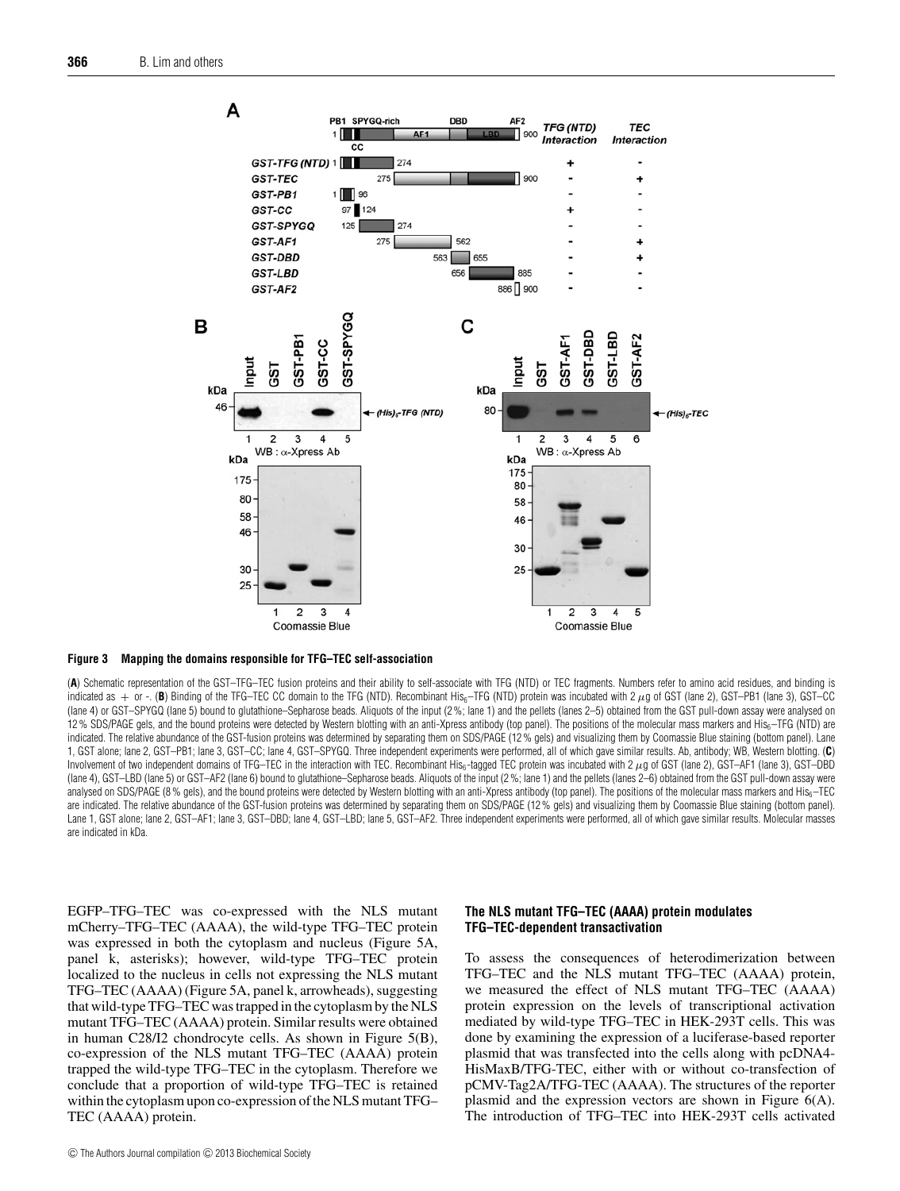**Figure 3 Mapping the domains responsible for TFG–TEC self-association**

(**A**) Schematic representation of the GST–TFG–TEC fusion proteins and their ability to self-associate with TFG (NTD) or TEC fragments. Numbers refer to amino acid residues, and binding is indicated as + or -. (**B**) Binding of the TFG–TEC CC domain to the TFG (NTD). Recombinant $His_6$–TFG (NTD) protein was incubated with 2 $\mu$g of GST (lane 2), GST–PB1 (lane 3), GST–CC (lane 4) or GST–SPYGQ (lane 5) bound to glutathione–Sepharose beads. Aliquots of the input (2 %; lane 1) and the pellets (lanes 2–5) obtained from the GST pull-down assay were analysed on 12 % SDS/PAGE gels, and the bound proteins were detected by Western blotting with an anti-Xpress antibody (top panel). The positions of the molecular mass markers and $His_6$–TFG (NTD) are indicated. The relative abundance of the GST-fusion proteins was determined by separating them on SDS/PAGE (12 % gels) and visualizing them by Coomassie Blue staining (bottom panel). Lane 1, GST alone; lane 2, GST–PB1; lane 3, GST–CC; lane 4, GST–SPYGQ. Three independent experiments were performed, all of which gave similar results. Ab, antibody; WB, Western blotting. (**C**) Involvement of two independent domains of TFG–TEC in the interaction with TEC. Recombinant $His_6$-tagged TEC protein was incubated with 2 $\mu$g of GST (lane 2), GST–AF1 (lane 3), GST–DBD (lane 4), GST–LBD (lane 5) or GST–AF2 (lane 6) bound to glutathione–Sepharose beads. Aliquots of the input (2 %; lane 1) and the pellets (lanes 2–6) obtained from the GST pull-down assay were analysed on SDS/PAGE (8 % gels), and the bound proteins were detected by Western blotting with an anti-Xpress antibody (top panel). The positions of the molecular mass markers and $His_6$–TEC are indicated. The relative abundance of the GST-fusion proteins was determined by separating them on SDS/PAGE (12 % gels) and visualizing them by Coomassie Blue staining (bottom panel). Lane 1, GST alone; lane 2, GST–AF1; lane 3, GST–DBD; lane 4, GST–LBD; lane 5, GST–AF2. Three independent experiments were performed, all of which gave similar results. Molecular masses are indicated in kDa.

EGFP–TFG–TEC was co-expressed with the NLS mutant mCherry–TFG–TEC (AAAA), the wild-type TFG–TEC protein was expressed in both the cytoplasm and nucleus (Figure 5A, panel k, asterisks); however, wild-type TFG–TEC protein localized to the nucleus in cells not expressing the NLS mutant TFG–TEC (AAAA) (Figure 5A, panel k, arrowheads), suggesting that wild-type TFG–TEC was trapped in the cytoplasm by the NLS mutant TFG–TEC (AAAA) protein. Similar results were obtained in human C28/I2 chondrocyte cells. As shown in Figure 5(B), co-expression of the NLS mutant TFG–TEC (AAAA) protein trapped the wild-type TFG–TEC in the cytoplasm. Therefore we conclude that a proportion of wild-type TFG–TEC is retained within the cytoplasm upon co-expression of the NLS mutant TFG–TEC (AAAA) protein.

### The NLS mutant TFG–TEC (AAAA) protein modulates TFG–TEC-dependent transactivation

To assess the consequences of heterodimerization between TFG–TEC and the NLS mutant TFG–TEC (AAAA) protein, we measured the effect of NLS mutant TFG–TEC (AAAA) protein expression on the levels of transcriptional activation mediated by wild-type TFG–TEC in HEK-293T cells. This was done by examining the expression of a luciferase-based reporter plasmid that was transfected into the cells along with pcDNA4-HisMaxB/TFG-TEC, either with or without co-transfection of pCMV-Tag2A/TFG-TEC (AAAA). The structures of the reporter plasmid and the expression vectors are shown in Figure 6(A). The introduction of TFG–TEC into HEK-293T cells activated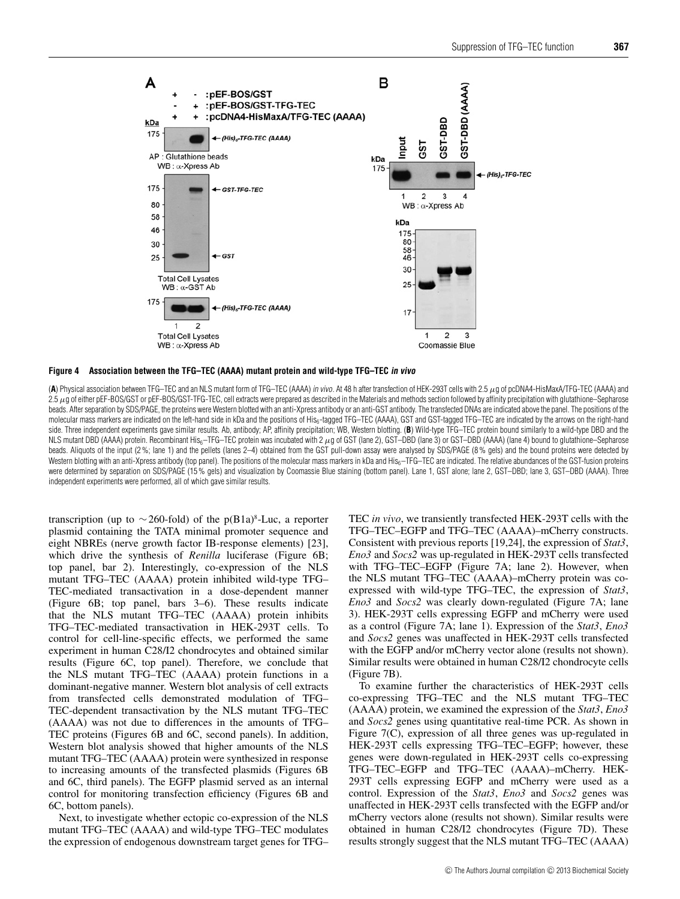**Figure 4 Association between the TFG–TEC (AAAA) mutant protein and wild-type TFG–TEC *in vivo***

(**A**) Physical association between TFG–TEC and an NLS mutant form of TFG–TEC (AAAA) *in vivo*. At 48 h after transfection of HEK-293T cells with 2.5 $\mu$g of pcDNA4-HisMaxA/TFG-TEC (AAAA) and 2.5 $\mu$g of either pEF-BOS/GST or pEF-BOS/GST-TFG-TEC, cell extracts were prepared as described in the Materials and methods section followed by affinity precipitation with glutathione–Sepharose beads. After separation by SDS/PAGE, the proteins were Western blotted with an anti-Xpress antibody or an anti-GST antibody. The transfected DNAs are indicated above the panel. The positions of the molecular mass markers are indicated on the left-hand side in kDa and the positions of $His_6$-tagged TFG–TEC (AAAA), GST and GST-tagged TFG–TEC are indicated by the arrows on the right-hand side. Three independent experiments gave similar results. Ab, antibody; AP, affinity precipitation; WB, Western blotting. (**B**) Wild-type TFG–TEC protein bound similarly to a wild-type DBD and the NLS mutant DBD (AAAA) protein. Recombinant $His_6$–TFG–TEC protein was incubated with 2 $\mu$g of GST (lane 2), GST–DBD (lane 3) or GST–DBD (AAAA) (lane 4) bound to glutathione–Sepharose beads. Aliquots of the input (2 %; lane 1) and the pellets (lanes 2–4) obtained from the GST pull-down assay were analysed by SDS/PAGE (8 % gels) and the bound proteins were detected by Western blotting with an anti-Xpress antibody (top panel). The positions of the molecular mass markers in kDa and $His_6$–TFG–TEC are indicated. The relative abundances of the GST-fusion proteins were determined by separation on SDS/PAGE (15 % gels) and visualization by Coomassie Blue staining (bottom panel). Lane 1, GST alone; lane 2, GST–DBD; lane 3, GST–DBD (AAAA). Three independent experiments were performed, all of which gave similar results.

transcription (up to ∼260-fold) of the p(B1a)[8]-Luc, a reporter plasmid containing the TATA minimal promoter sequence and eight NBREs (nerve growth factor IB-response elements) [23], which drive the synthesis of *Renilla* luciferase (Figure 6B; top panel, bar 2). Interestingly, co-expression of the NLS mutant TFG–TEC (AAAA) protein inhibited wild-type TFG–TEC-mediated transactivation in a dose-dependent manner (Figure 6B; top panel, bars 3–6). These results indicate that the NLS mutant TFG–TEC (AAAA) protein inhibits TFG–TEC-mediated transactivation in HEK-293T cells. To control for cell-line-specific effects, we performed the same experiment in human C28/I2 chondrocytes and obtained similar results (Figure 6C, top panel). Therefore, we conclude that the NLS mutant TFG–TEC (AAAA) protein functions in a dominant-negative manner. Western blot analysis of cell extracts from transfected cells demonstrated modulation of TFG–TEC-dependent transactivation by the NLS mutant TFG–TEC (AAAA) was not due to differences in the amounts of TFG–TEC proteins (Figures 6B and 6C, second panels). In addition, Western blot analysis showed that higher amounts of the NLS mutant TFG–TEC (AAAA) protein were synthesized in response to increasing amounts of the transfected plasmids (Figures 6B and 6C, third panels). The EGFP plasmid served as an internal control for monitoring transfection efficiency (Figures 6B and 6C, bottom panels).

Next, to investigate whether ectopic co-expression of the NLS mutant TFG–TEC (AAAA) and wild-type TFG–TEC modulates the expression of endogenous downstream target genes for TFG–TEC *in vivo*, we transiently transfected HEK-293T cells with the TFG–TEC–EGFP and TFG–TEC (AAAA)–mCherry constructs. Consistent with previous reports [19,24], the expression of *Stat3*, *Eno3* and *Socs2* was up-regulated in HEK-293T cells transfected with TFG–TEC–EGFP (Figure 7A; lane 2). However, when the NLS mutant TFG–TEC (AAAA)–mCherry protein was co-expressed with wild-type TFG–TEC, the expression of *Stat3*, *Eno3* and *Socs2* was clearly down-regulated (Figure 7A; lane 3). HEK-293T cells expressing EGFP and mCherry were used as a control (Figure 7A; lane 1). Expression of the *Stat3*, *Eno3* and *Socs2* genes was unaffected in HEK-293T cells transfected with the EGFP and/or mCherry vector alone (results not shown). Similar results were obtained in human C28/I2 chondrocyte cells (Figure 7B).

To examine further the characteristics of HEK-293T cells co-expressing TFG–TEC and the NLS mutant TFG–TEC (AAAA) protein, we examined the expression of the *Stat3*, *Eno3* and *Socs2* genes using quantitative real-time PCR. As shown in Figure 7(C), expression of all three genes was up-regulated in HEK-293T cells expressing TFG–TEC–EGFP; however, these genes were down-regulated in HEK-293T cells co-expressing TFG–TEC–EGFP and TFG–TEC (AAAA)–mCherry. HEK-293T cells expressing EGFP and mCherry were used as a control. Expression of the *Stat3*, *Eno3* and *Socs2* genes was unaffected in HEK-293T cells transfected with the EGFP and/or mCherry vectors alone (results not shown). Similar results were obtained in human C28/I2 chondrocytes (Figure 7D). These results strongly suggest that the NLS mutant TFG–TEC (AAAA)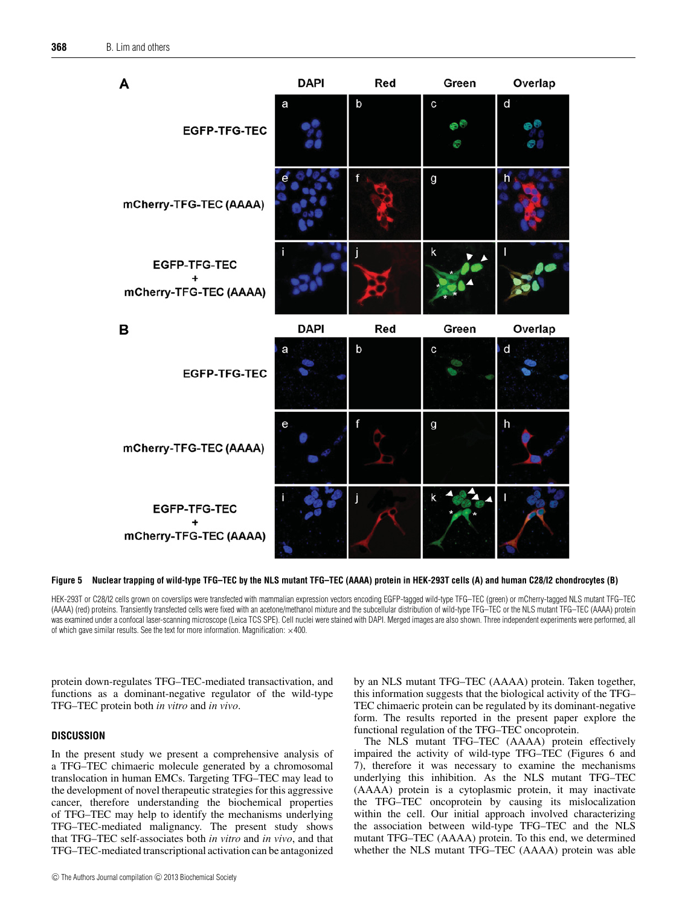**Figure 5 Nuclear trapping of wild-type TFG–TEC by the NLS mutant TFG–TEC (AAAA) protein in HEK-293T cells (A) and human C28/I2 chondrocytes (B)**

HEK-293T or C28/I2 cells grown on coverslips were transfected with mammalian expression vectors encoding EGFP-tagged wild-type TFG–TEC (green) or mCherry-tagged NLS mutant TFG–TEC (AAAA) (red) proteins. Transiently transfected cells were fixed with an acetone/methanol mixture and the subcellular distribution of wild-type TFG–TEC or the NLS mutant TFG–TEC (AAAA) protein was examined under a confocal laser-scanning microscope (Leica TCS SPE). Cell nuclei were stained with DAPI. Merged images are also shown. Three independent experiments were performed, all of which gave similar results. See the text for more information. Magnification: ×400.

protein down-regulates TFG–TEC-mediated transactivation, and functions as a dominant-negative regulator of the wild-type TFG–TEC protein both *in vitro* and *in vivo*.

## DISCUSSION

In the present study we present a comprehensive analysis of a TFG–TEC chimaeric molecule generated by a chromosomal translocation in human EMCs. Targeting TFG–TEC may lead to the development of novel therapeutic strategies for this aggressive cancer, therefore understanding the biochemical properties of TFG–TEC may help to identify the mechanisms underlying TFG–TEC-mediated malignancy. The present study shows that TFG–TEC self-associates both *in vitro* and *in vivo*, and that TFG–TEC-mediated transcriptional activation can be antagonized by an NLS mutant TFG–TEC (AAAA) protein. Taken together, this information suggests that the biological activity of the TFG–TEC chimaeric protein can be regulated by its dominant-negative form. The results reported in the present paper explore the functional regulation of the TFG–TEC oncoprotein.

The NLS mutant TFG–TEC (AAAA) protein effectively impaired the activity of wild-type TFG–TEC (Figures 6 and 7), therefore it was necessary to examine the mechanisms underlying this inhibition. As the NLS mutant TFG–TEC (AAAA) protein is a cytoplasmic protein, it may inactivate the TFG–TEC oncoprotein by causing its mislocalization within the cell. Our initial approach involved characterizing the association between wild-type TFG–TEC and the NLS mutant TFG–TEC (AAAA) protein. To this end, we determined whether the NLS mutant TFG–TEC (AAAA) protein was able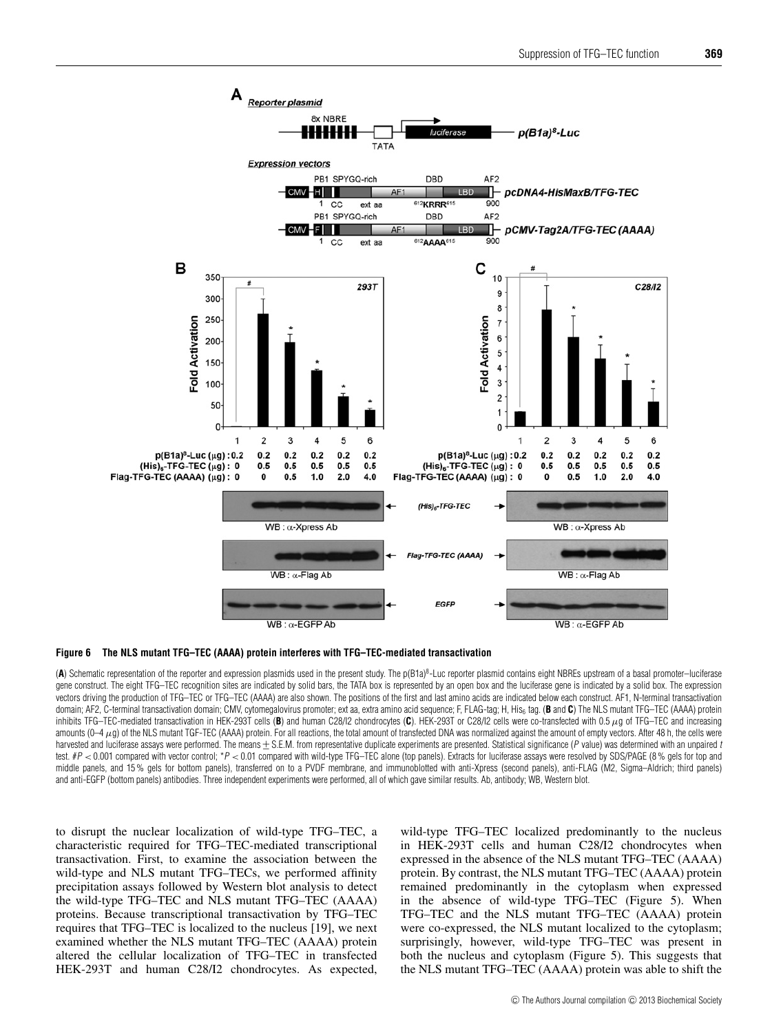**Figure 6 The NLS mutant TFG–TEC (AAAA) protein interferes with TFG–TEC-mediated transactivation**

(**A**) Schematic representation of the reporter and expression plasmids used in the present study. The p(B1a)[8]-Luc reporter plasmid contains eight NBREs upstream of a basal promoter–luciferase gene construct. The eight TFG–TEC recognition sites are indicated by solid bars, the TATA box is represented by an open box and the luciferase gene is indicated by a solid box. The expression vectors driving the production of TFG–TEC or TFG–TEC (AAAA) are also shown. The positions of the first and last amino acids are indicated below each construct. AF1, N-terminal transactivation domain; AF2, C-terminal transactivation domain; CMV, cytomegalovirus promoter; ext aa, extra amino acid sequence; F, FLAG-tag; H, $His_6$ tag. (**B** and **C**) The NLS mutant TFG–TEC (AAAA) protein inhibits TFG–TEC-mediated transactivation in HEK-293T cells (**B**) and human C28/I2 chondrocytes (**C**). HEK-293T or C28/I2 cells were co-transfected with 0.5 $\mu$g of TFG–TEC and increasing amounts (0–4 $\mu$g) of the NLS mutant TGF-TEC (AAAA) protein. For all reactions, the total amount of transfected DNA was normalized against the amount of empty vectors. After 48 h, the cells were harvested and luciferase assays were performed. The means ± S.E.M. from representative duplicate experiments are presented. Statistical significance (*P* value) was determined with an unpaired *t* test. #$P < 0.001$ compared with vector control; *$P < 0.01$ compared with wild-type TFG–TEC alone (top panels). Extracts for luciferase assays were resolved by SDS/PAGE (8 % gels for top and middle panels, and 15 % gels for bottom panels), transferred on to a PVDF membrane, and immunoblotted with anti-Xpress (second panels), anti-FLAG (M2, Sigma–Aldrich; third panels) and anti-EGFP (bottom panels) antibodies. Three independent experiments were performed, all of which gave similar results. Ab, antibody; WB, Western blot.

to disrupt the nuclear localization of wild-type TFG–TEC, a characteristic required for TFG–TEC-mediated transcriptional transactivation. First, to examine the association between the wild-type and NLS mutant TFG–TECs, we performed affinity precipitation assays followed by Western blot analysis to detect the wild-type TFG–TEC and NLS mutant TFG–TEC (AAAA) proteins. Because transcriptional transactivation by TFG–TEC requires that TFG–TEC is localized to the nucleus [19], we next examined whether the NLS mutant TFG–TEC (AAAA) protein altered the cellular localization of TFG–TEC in transfected HEK-293T and human C28/I2 chondrocytes. As expected, wild-type TFG–TEC localized predominantly to the nucleus in HEK-293T cells and human C28/I2 chondrocytes when expressed in the absence of the NLS mutant TFG–TEC (AAAA) protein. By contrast, the NLS mutant TFG–TEC (AAAA) protein remained predominantly in the cytoplasm when expressed in the absence of wild-type TFG–TEC (Figure 5). When TFG–TEC and the NLS mutant TFG–TEC (AAAA) protein were co-expressed, the NLS mutant localized to the cytoplasm; surprisingly, however, wild-type TFG–TEC was present in both the nucleus and cytoplasm (Figure 5). This suggests that the NLS mutant TFG–TEC (AAAA) protein was able to shift the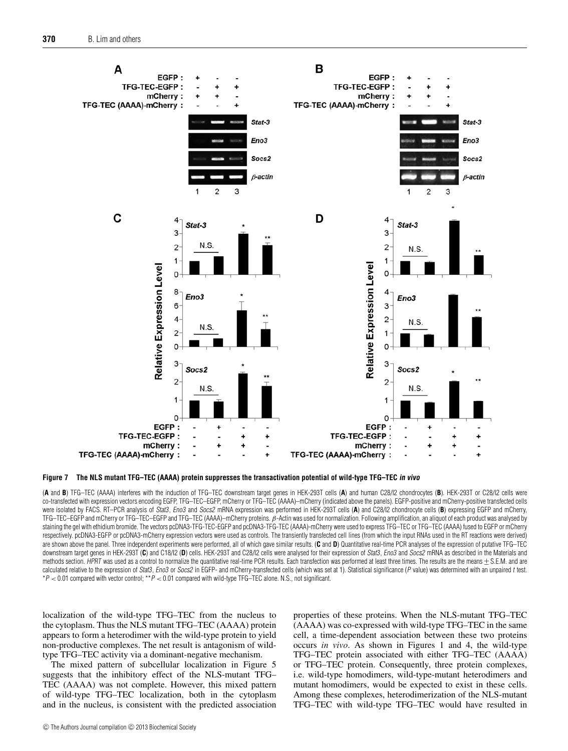**Figure 7 The NLS mutant TFG–TEC (AAAA) protein suppresses the transactivation potential of wild-type TFG–TEC *in vivo***

(**A** and **B**) TFG–TEC (AAAA) interferes with the induction of TFG–TEC downstream target genes in HEK-293T cells (**A**) and human C28/I2 chondrocytes (**B**). HEK-293T or C28/I2 cells were co-transfected with expression vectors encoding EGFP, TFG–TEC–EGFP, mCherry or TFG–TEC (AAAA)–mCherry (indicated above the panels). EGFP-positive and mCherry-positive transfected cells were isolated by FACS. RT–PCR analysis of *Stat3*, *Eno3* and *Socs2* mRNA expression was performed in HEK-293T cells (**A**) and C28/I2 chondrocyte cells (**B**) expressing EGFP and mCherry, TFG–TEC–EGFP and mCherry or TFG–TEC–EGFP and TFG–TEC (AAAA)–mCherry proteins. β-Actin was used for normalization. Following amplification, an aliquot of each product was analysed by staining the gel with ethidium bromide. The vectors pcDNA3-TFG-TEC-EGFP and pcDNA3-TFG-TEC (AAAA)-mCherry were used to express TFG–TEC or TFG–TEC (AAAA) fused to EGFP or mCherry respectively. pcDNA3-EGFP or pcDNA3-mCherry expression vectors were used as controls. The transiently transfected cell lines (from which the input RNAs used in the RT reactions were derived) are shown above the panel. Three independent experiments were performed, all of which gave similar results. (**C** and **D**) Quantitative real-time PCR analyses of the expression of putative TFG–TEC downstream target genes in HEK-293T (**C**) and C28/I2 (**D**) cells. HEK-293T and C28/I2 cells were analysed for their expression of *Stat3*, *Eno3* and *Socs2* mRNA as described in the Materials and methods section. *HPRT* was used as a control to normalize the quantitative real-time PCR results. Each transfection was performed at least three times. The results are the means ± S.E.M. and are calculated relative to the expression of *Stat3*, *Eno3* or *Socs2* in EGFP- and mCherry-transfected cells (which was set at 1). Statistical significance (*P* value) was determined with an unpaired *t* test. $^{*}P < 0.01$ compared with vector control; $^{**}P < 0.01$ compared with wild-type TFG–TEC alone. N.S., not significant.

localization of the wild-type TFG–TEC from the nucleus to the cytoplasm. Thus the NLS mutant TFG–TEC (AAAA) protein appears to form a heterodimer with the wild-type protein to yield non-productive complexes. The net result is antagonism of wild-type TFG–TEC activity via a dominant-negative mechanism.

The mixed pattern of subcellular localization in Figure 5 suggests that the inhibitory effect of the NLS-mutant TFG–TEC (AAAA) was not complete. However, this mixed pattern of wild-type TFG–TEC localization, both in the cytoplasm and in the nucleus, is consistent with the predicted association properties of these proteins. When the NLS-mutant TFG–TEC (AAAA) was co-expressed with wild-type TFG–TEC in the same cell, a time-dependent association between these two proteins occurs *in vivo*. As shown in Figures 1 and 4, the wild-type TFG–TEC protein associated with either TFG–TEC (AAAA) or TFG–TEC protein. Consequently, three protein complexes, i.e. wild-type homodimers, wild-type-mutant heterodimers and mutant homodimers, would be expected to exist in these cells. Among these complexes, heterodimerization of the NLS-mutant TFG–TEC with wild-type TFG–TEC would have resulted in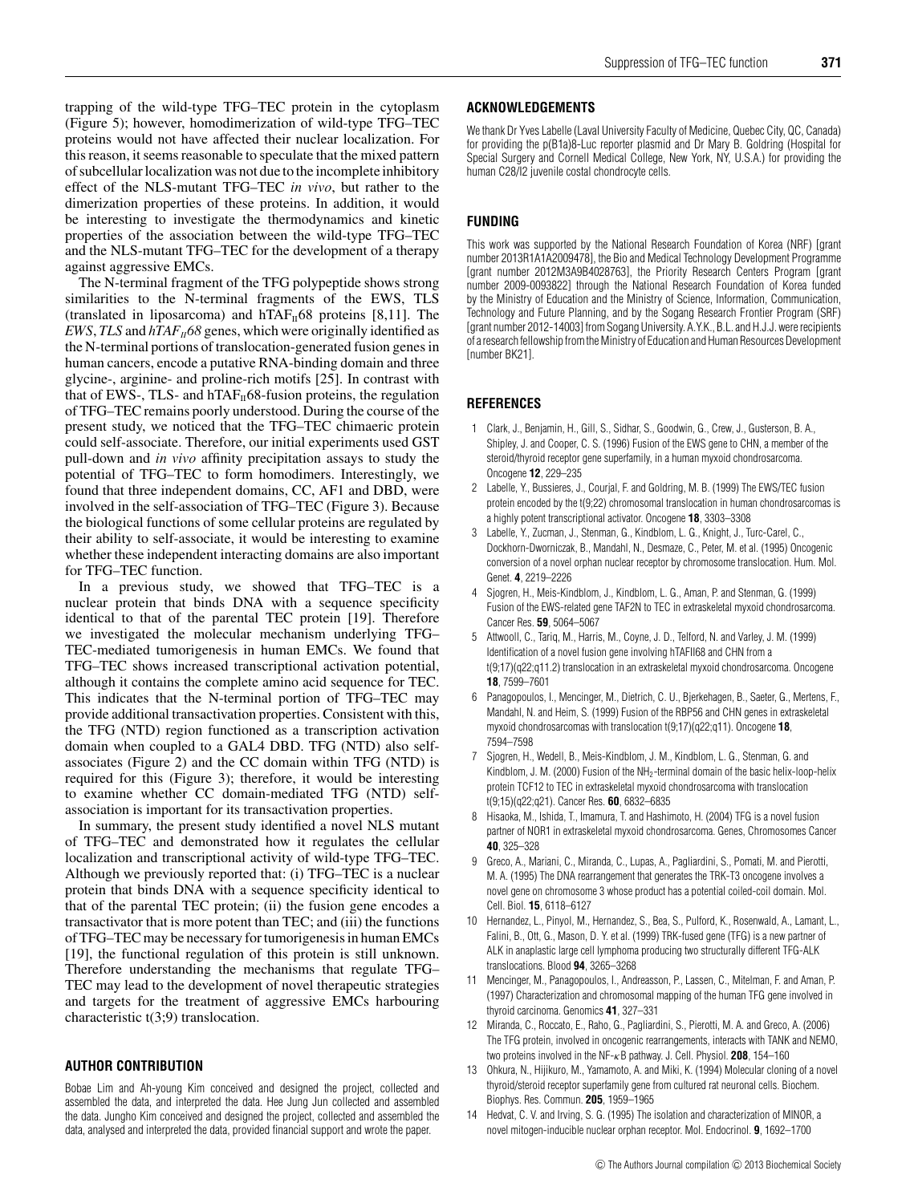trapping of the wild-type TFG–TEC protein in the cytoplasm (Figure 5); however, homodimerization of wild-type TFG–TEC proteins would not have affected their nuclear localization. For this reason, it seems reasonable to speculate that the mixed pattern of subcellular localization was not due to the incomplete inhibitory effect of the NLS-mutant TFG–TEC *in vivo*, but rather to the dimerization properties of these proteins. In addition, it would be interesting to investigate the thermodynamics and kinetic properties of the association between the wild-type TFG–TEC and the NLS-mutant TFG–TEC for the development of a therapy against aggressive EMCs.

The N-terminal fragment of the TFG polypeptide shows strong similarities to the N-terminal fragments of the EWS, TLS (translated in liposarcoma) and $hTAF_{II}68$ proteins [8,11]. The *EWS*, *TLS* and *$hTAF_{II}68$* genes, which were originally identified as the N-terminal portions of translocation-generated fusion genes in human cancers, encode a putative RNA-binding domain and three glycine-, arginine- and proline-rich motifs [25]. In contrast with that of EWS-, TLS- and $hTAF_{II}68$-fusion proteins, the regulation of TFG–TEC remains poorly understood. During the course of the present study, we noticed that the TFG–TEC chimaeric protein could self-associate. Therefore, our initial experiments used GST pull-down and *in vivo* affinity precipitation assays to study the potential of TFG–TEC to form homodimers. Interestingly, we found that three independent domains, CC, AF1 and DBD, were involved in the self-association of TFG–TEC (Figure 3). Because the biological functions of some cellular proteins are regulated by their ability to self-associate, it would be interesting to examine whether these independent interacting domains are also important for TFG–TEC function.

In a previous study, we showed that TFG–TEC is a nuclear protein that binds DNA with a sequence specificity identical to that of the parental TEC protein [19]. Therefore we investigated the molecular mechanism underlying TFG–TEC-mediated tumorigenesis in human EMCs. We found that TFG–TEC shows increased transcriptional activation potential, although it contains the complete amino acid sequence for TEC. This indicates that the N-terminal portion of TFG–TEC may provide additional transactivation properties. Consistent with this, the TFG (NTD) region functioned as a transcription activation domain when coupled to a GAL4 DBD. TFG (NTD) also self-associates (Figure 2) and the CC domain within TFG (NTD) is required for this (Figure 3); therefore, it would be interesting to examine whether CC domain-mediated TFG (NTD) self-association is important for its transactivation properties.

In summary, the present study identified a novel NLS mutant of TFG–TEC and demonstrated how it regulates the cellular localization and transcriptional activity of wild-type TFG–TEC. Although we previously reported that: (i) TFG–TEC is a nuclear protein that binds DNA with a sequence specificity identical to that of the parental TEC protein; (ii) the fusion gene encodes a transactivator that is more potent than TEC; and (iii) the functions of TFG–TEC may be necessary for tumorigenesis in human EMCs [19], the functional regulation of this protein is still unknown. Therefore understanding the mechanisms that regulate TFG–TEC may lead to the development of novel therapeutic strategies and targets for the treatment of aggressive EMCs harbouring characteristic t(3;9) translocation.

## AUTHOR CONTRIBUTION

Bobae Lim and Ah-young Kim conceived and designed the project, collected and assembled the data, and interpreted the data. Hee Jung Jun collected and assembled the data. Jungho Kim conceived and designed the project, collected and assembled the data, analysed and interpreted the data, provided financial support and wrote the paper.

## ACKNOWLEDGEMENTS

We thank Dr Yves Labelle (Laval University Faculty of Medicine, Quebec City, QC, Canada) for providing the p(B1a)8-Luc reporter plasmid and Dr Mary B. Goldring (Hospital for Special Surgery and Cornell Medical College, New York, NY, U.S.A.) for providing the human C28/I2 juvenile costal chondrocyte cells.

## FUNDING

This work was supported by the National Research Foundation of Korea (NRF) [grant number 2013R1A1A2009478], the Bio and Medical Technology Development Programme [grant number 2012M3A9B4028763], the Priority Research Centers Program [grant number 2009-0093822] through the National Research Foundation of Korea funded by the Ministry of Education and the Ministry of Science, Information, Communication, Technology and Future Planning, and by the Sogang Research Frontier Program (SRF) [grant number 2012-14003] from Sogang University. A.Y.K., B.L. and H.J.J. were recipients of a research fellowship from the Ministry of Education and Human Resources Development [number BK21].

## REFERENCES

1. Clark, J., Benjamin, H., Gill, S., Sidhar, S., Goodwin, G., Crew, J., Gusterson, B. A., Shipley, J. and Cooper, C. S. (1996) Fusion of the EWS gene to CHN, a member of the steroid/thyroid receptor gene superfamily, in a human myxoid chondrosarcoma. Oncogene **12**, 229–235
2. Labelle, Y., Bussieres, J., Courjal, F. and Goldring, M. B. (1999) The EWS/TEC fusion protein encoded by the t(9;22) chromosomal translocation in human chondrosarcomas is a highly potent transcriptional activator. Oncogene **18**, 3303–3308
3. Labelle, Y., Zucman, J., Stenman, G., Kindblom, L. G., Knight, J., Turc-Carel, C., Dockhorn-Dworniczak, B., Mandahl, N., Desmaze, C., Peter, M. et al. (1995) Oncogenic conversion of a novel orphan nuclear receptor by chromosome translocation. Hum. Mol. Genet. **4**, 2219–2226
4. Sjogren, H., Meis-Kindblom, J., Kindblom, L. G., Aman, P. and Stenman, G. (1999) Fusion of the EWS-related gene TAF2N to TEC in extraskeletal myxoid chondrosarcoma. Cancer Res. **59**, 5064–5067
5. Attwooll, C., Tariq, M., Harris, M., Coyne, J. D., Telford, N. and Varley, J. M. (1999) Identification of a novel fusion gene involving hTAFII68 and CHN from a t(9;17)(q22;q11.2) translocation in an extraskeletal myxoid chondrosarcoma. Oncogene **18**, 7599–7601
6. Panagopoulos, I., Mencinger, M., Dietrich, C. U., Bjerkehagen, B., Saeter, G., Mertens, F., Mandahl, N. and Heim, S. (1999) Fusion of the RBP56 and CHN genes in extraskeletal myxoid chondrosarcomas with translocation t(9;17)(q22;q11). Oncogene **18**, 7594–7598
7. Sjogren, H., Wedell, B., Meis-Kindblom, J. M., Kindblom, L. G., Stenman, G. and Kindblom, J. M. (2000) Fusion of the $NH_2$-terminal domain of the basic helix-loop-helix protein TCF12 to TEC in extraskeletal myxoid chondrosarcoma with translocation t(9;15)(q22;q21). Cancer Res. **60**, 6832–6835
8. Hisaoka, M., Ishida, T., Imamura, T. and Hashimoto, H. (2004) TFG is a novel fusion partner of NOR1 in extraskeletal myxoid chondrosarcoma. Genes, Chromosomes Cancer **40**, 325–328
9. Greco, A., Mariani, C., Miranda, C., Lupas, A., Pagliardini, S., Pomati, M. and Pierotti, M. A. (1995) The DNA rearrangement that generates the TRK-T3 oncogene involves a novel gene on chromosome 3 whose product has a potential coiled-coil domain. Mol. Cell. Biol. **15**, 6118–6127
10. Hernandez, L., Pinyol, M., Hernandez, S., Bea, S., Pulford, K., Rosenwald, A., Lamant, L., Falini, B., Ott, G., Mason, D. Y. et al. (1999) TRK-fused gene (TFG) is a new partner of ALK in anaplastic large cell lymphoma producing two structurally different TFG-ALK translocations. Blood **94**, 3265–3268
11. Mencinger, M., Panagopoulos, I., Andreasson, P., Lassen, C., Mitelman, F. and Aman, P. (1997) Characterization and chromosomal mapping of the human TFG gene involved in thyroid carcinoma. Genomics **41**, 327–331
12. Miranda, C., Roccato, E., Raho, G., Pagliardini, S., Pierotti, M. A. and Greco, A. (2006) The TFG protein, involved in oncogenic rearrangements, interacts with TANK and NEMO, two proteins involved in the NF-$\kappa$B pathway. J. Cell. Physiol. **208**, 154–160
13. Ohkura, N., Hijikuro, M., Yamamoto, A. and Miki, K. (1994) Molecular cloning of a novel thyroid/steroid receptor superfamily gene from cultured rat neuronal cells. Biochem. Biophys. Res. Commun. **205**, 1959–1965
14. Hedvat, C. V. and Irving, S. G. (1995) The isolation and characterization of MINOR, a novel mitogen-inducible nuclear orphan receptor. Mol. Endocrinol. **9**, 1692–1700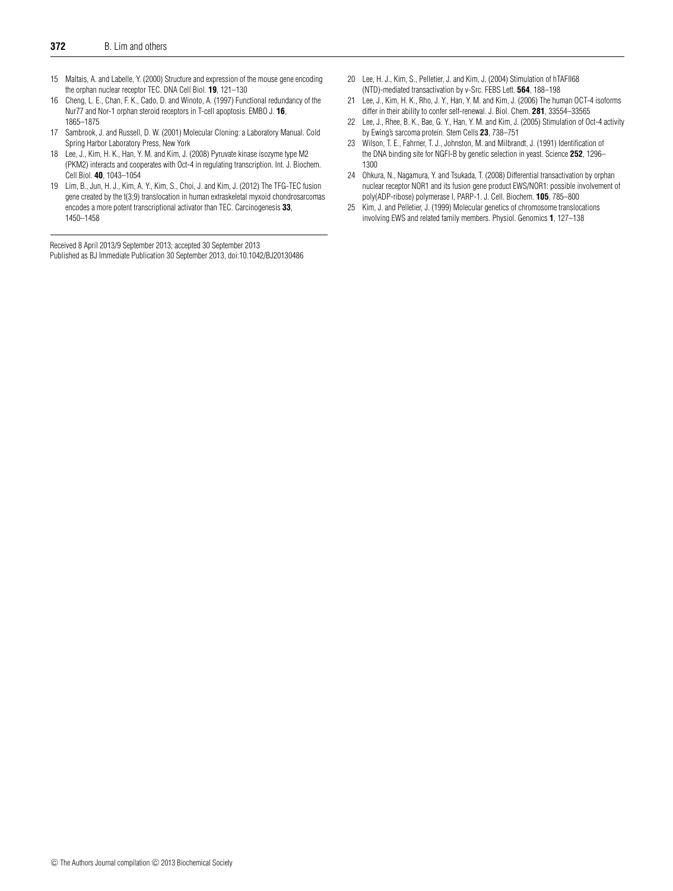15 Maltais, A. and Labelle, Y. (2000) Structure and expression of the mouse gene encoding the orphan nuclear receptor TEC. DNA Cell Biol. **19**, 121–130

16 Cheng, L. E., Chan, F. K., Cado, D. and Winoto, A. (1997) Functional redundancy of the Nur77 and Nor-1 orphan steroid receptors in T-cell apoptosis. EMBO J. **16**, 1865–1875

17 Sambrook, J. and Russell, D. W. (2001) Molecular Cloning: a Laboratory Manual. Cold Spring Harbor Laboratory Press, New York

18 Lee, J., Kim, H. K., Han, Y. M. and Kim, J. (2008) Pyruvate kinase isozyme type M2 (PKM2) interacts and cooperates with Oct-4 in regulating transcription. Int. J. Biochem. Cell Biol. **40**, 1043–1054

19 Lim, B., Jun, H. J., Kim, A. Y., Kim, S., Choi, J. and Kim, J. (2012) The TFG-TEC fusion gene created by the t(3;9) translocation in human extraskeletal myxoid chondrosarcomas encodes a more potent transcriptional activator than TEC. Carcinogenesis **33**, 1450–1458

Received 8 April 2013/9 September 2013; accepted 30 September 2013
Published as BJ Immediate Publication 30 September 2013, doi:10.1042/BJ20130486

20 Lee, H. J., Kim, S., Pelletier, J. and Kim, J. (2004) Stimulation of hTAFII68 (NTD)-mediated transactivation by v-Src. FEBS Lett. **564**, 188–198

21 Lee, J., Kim, H. K., Rho, J. Y., Han, Y. M. and Kim, J. (2006) The human OCT-4 isoforms differ in their ability to confer self-renewal. J. Biol. Chem. **281**, 33554–33565

22 Lee, J., Rhee, B. K., Bae, G. Y., Han, Y. M. and Kim, J. (2005) Stimulation of Oct-4 activity by Ewing's sarcoma protein. Stem Cells **23**, 738–751

23 Wilson, T. E., Fahrner, T. J., Johnston, M. and Milbrandt, J. (1991) Identification of the DNA binding site for NGFI-B by genetic selection in yeast. Science **252**, 1296–1300

24 Ohkura, N., Nagamura, Y. and Tsukada, T. (2008) Differential transactivation by orphan nuclear receptor NOR1 and its fusion gene product EWS/NOR1: possible involvement of poly(ADP-ribose) polymerase I, PARP-1. J. Cell. Biochem. **105**, 785–800

25 Kim, J. and Pelletier, J. (1999) Molecular genetics of chromosome translocations involving EWS and related family members. Physiol. Genomics **1**, 127–138